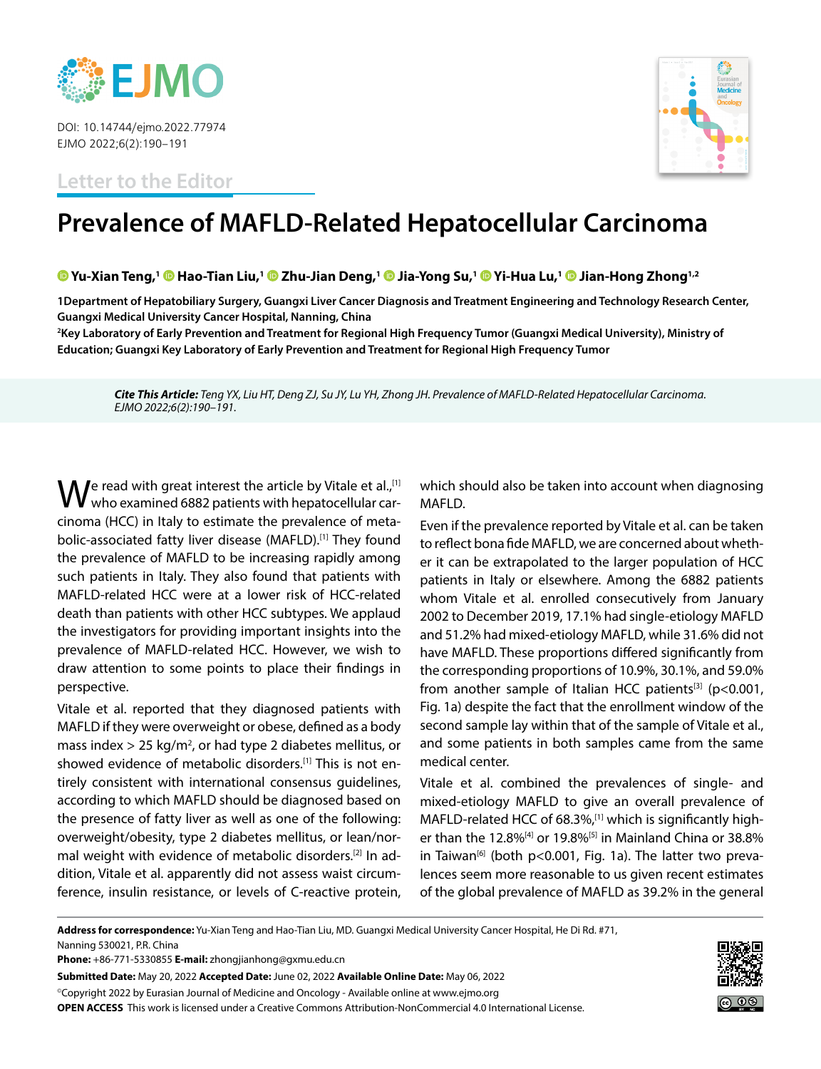Letter to the Editor

# Prevalence of MAFLD-Related Hepatocellular Carcinoma

**Yu-Xian Teng,[1] Hao-Tian Liu,[1] Zhu-Jian Deng,[1] Jia-Yong Su,[1] Yi-Hua Lu,[1] Jian-Hong Zhong[1,2]**

**1Department of Hepatobiliary Surgery, Guangxi Liver Cancer Diagnosis and Treatment Engineering and Technology Research Center, Guangxi Medical University Cancer Hospital, Nanning, China**
**[2]Key Laboratory of Early Prevention and Treatment for Regional High Frequency Tumor (Guangxi Medical University), Ministry of Education; Guangxi Key Laboratory of Early Prevention and Treatment for Regional High Frequency Tumor**

***Cite This Article:*** *Teng YX, Liu HT, Deng ZJ, Su JY, Lu YH, Zhong JH. Prevalence of MAFLD-Related Hepatocellular Carcinoma. EJMO 2022;6(2):190–191.*

We read with great interest the article by Vitale et al.,[1] who examined 6882 patients with hepatocellular carcinoma (HCC) in Italy to estimate the prevalence of metabolic-associated fatty liver disease (MAFLD).[1] They found the prevalence of MAFLD to be increasing rapidly among such patients in Italy. They also found that patients with MAFLD-related HCC were at a lower risk of HCC-related death than patients with other HCC subtypes. We applaud the investigators for providing important insights into the prevalence of MAFLD-related HCC. However, we wish to draw attention to some points to place their findings in perspective.

Vitale et al. reported that they diagnosed patients with MAFLD if they were overweight or obese, defined as a body mass index > 25 kg/m$^2$, or had type 2 diabetes mellitus, or showed evidence of metabolic disorders.[1] This is not entirely consistent with international consensus guidelines, according to which MAFLD should be diagnosed based on the presence of fatty liver as well as one of the following: overweight/obesity, type 2 diabetes mellitus, or lean/normal weight with evidence of metabolic disorders.[2] In addition, Vitale et al. apparently did not assess waist circumference, insulin resistance, or levels of C-reactive protein, which should also be taken into account when diagnosing MAFLD.

Even if the prevalence reported by Vitale et al. can be taken to reflect bona fide MAFLD, we are concerned about whether it can be extrapolated to the larger population of HCC patients in Italy or elsewhere. Among the 6882 patients whom Vitale et al. enrolled consecutively from January 2002 to December 2019, 17.1% had single-etiology MAFLD and 51.2% had mixed-etiology MAFLD, while 31.6% did not have MAFLD. These proportions differed significantly from the corresponding proportions of 10.9%, 30.1%, and 59.0% from another sample of Italian HCC patients[3] ($p<0.001$, Fig. 1a) despite the fact that the enrollment window of the second sample lay within that of the sample of Vitale et al., and some patients in both samples came from the same medical center.

Vitale et al. combined the prevalences of single- and mixed-etiology MAFLD to give an overall prevalence of MAFLD-related HCC of 68.3%,[1] which is significantly higher than the 12.8%[4] or 19.8%[5] in Mainland China or 38.8% in Taiwan[6] (both $p<0.001$, Fig. 1a). The latter two prevalences seem more reasonable to us given recent estimates of the global prevalence of MAFLD as 39.2% in the general

**Address for correspondence:** Yu-Xian Teng and Hao-Tian Liu, MD. Guangxi Medical University Cancer Hospital, He Di Rd. #71, Nanning 530021, P.R. China
**Phone:** +86-771-5330855 **E-mail:** zhongjianhong@gxmu.edu.cn
**Submitted Date:** May 20, 2022 **Accepted Date:** June 02, 2022 **Available Online Date:** May 06, 2022
©Copyright 2022 by Eurasian Journal of Medicine and Oncology - Available online at www.ejmo.org
**OPEN ACCESS** This work is licensed under a Creative Commons Attribution-NonCommercial 4.0 International License.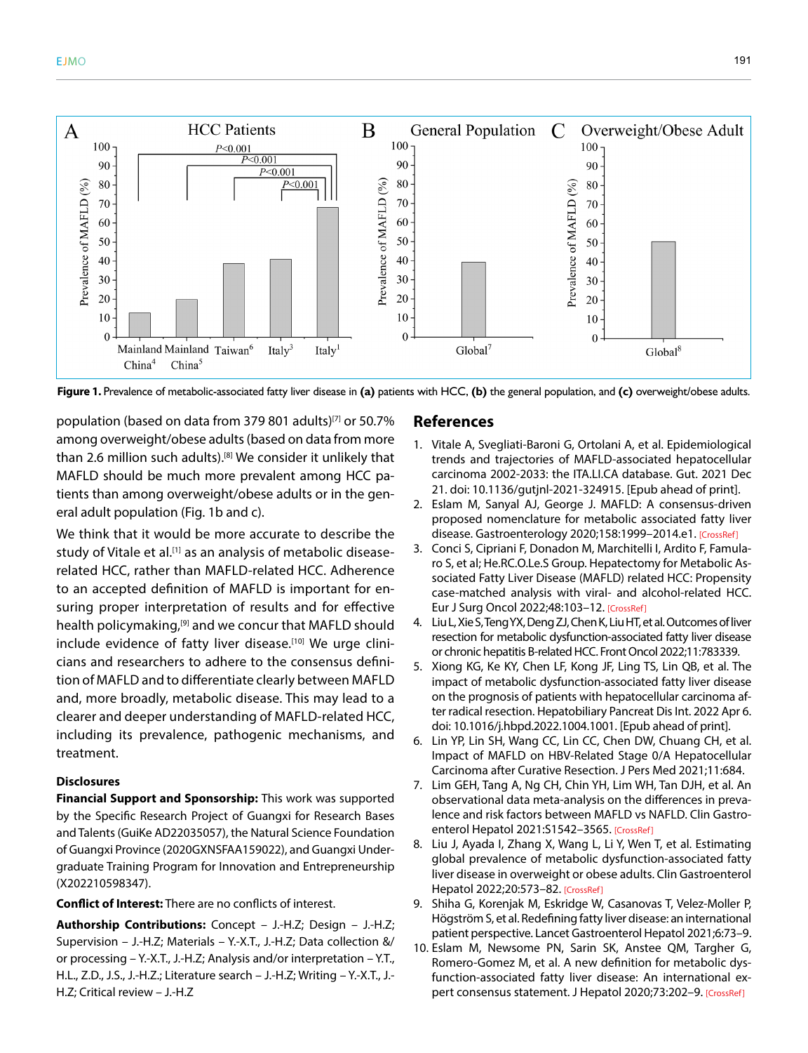A HCC Patients

100
90
80
70
60
50
40
30
20
10
0

Prevalence of MAFLD (%)

P<0.001
P<0.001
P<0.001
P<0.001

Mainland China[4] Mainland China[5] Taiwan[6] Italy[3] Italy[1]

B General Population

100
90
80
70
60
50
40
30
20
10
0

Prevalence of MAFLD (%)

Global[7]

C Overweight/Obese Adult

100
90
80
70
60
50
40
30
20
10
0

Prevalence of MAFLD (%)

Global[8]

**Figure 1.** Prevalence of metabolic-associated fatty liver disease in **(a)** patients with HCC, **(b)** the general population, and **(c)** overweight/obese adults.

population (based on data from 379 801 adults)[7] or 50.7% among overweight/obese adults (based on data from more than 2.6 million such adults).[8] We consider it unlikely that MAFLD should be much more prevalent among HCC patients than among overweight/obese adults or in the general adult population (Fig. 1b and c).

We think that it would be more accurate to describe the study of Vitale et al.[1] as an analysis of metabolic disease-related HCC, rather than MAFLD-related HCC. Adherence to an accepted definition of MAFLD is important for ensuring proper interpretation of results and for effective health policymaking,[9] and we concur that MAFLD should include evidence of fatty liver disease.[10] We urge clinicians and researchers to adhere to the consensus definition of MAFLD and to differentiate clearly between MAFLD and, more broadly, metabolic disease. This may lead to a clearer and deeper understanding of MAFLD-related HCC, including its prevalence, pathogenic mechanisms, and treatment.

### Disclosures

**Financial Support and Sponsorship:** This work was supported by the Specific Research Project of Guangxi for Research Bases and Talents (GuiKe AD22035057), the Natural Science Foundation of Guangxi Province (2020GXNSFAA159022), and Guangxi Undergraduate Training Program for Innovation and Entrepreneurship (X202210598347).

**Conflict of Interest:** There are no conflicts of interest.

**Authorship Contributions:** Concept – J.-H.Z; Design – J.-H.Z; Supervision – J.-H.Z; Materials – Y.-X.T., J.-H.Z; Data collection &/or processing – Y.-X.T., J.-H.Z; Analysis and/or interpretation – Y.T., H.L., Z.D., J.S., J.-H.Z.; Literature search – J.-H.Z; Writing – Y.-X.T., J.-H.Z; Critical review – J.-H.Z

## References

1. Vitale A, Svegliati-Baroni G, Ortolani A, et al. Epidemiological trends and trajectories of MAFLD-associated hepatocellular carcinoma 2002-2033: the ITA.LI.CA database. Gut. 2021 Dec 21. doi: 10.1136/gutjnl-2021-324915. [Epub ahead of print].
2. Eslam M, Sanyal AJ, George J. MAFLD: A consensus-driven proposed nomenclature for metabolic associated fatty liver disease. Gastroenterology 2020;158:1999–2014.e1. [CrossRef]
3. Conci S, Cipriani F, Donadon M, Marchitelli I, Ardito F, Famularo S, et al; He.RC.O.Le.S Group. Hepatectomy for Metabolic Associated Fatty Liver Disease (MAFLD) related HCC: Propensity case-matched analysis with viral- and alcohol-related HCC. Eur J Surg Oncol 2022;48:103–12. [CrossRef]
4. Liu L, Xie S, Teng YX, Deng ZJ, Chen K, Liu HT, et al. Outcomes of liver resection for metabolic dysfunction-associated fatty liver disease or chronic hepatitis B-related HCC. Front Oncol 2022;11:783339.
5. Xiong KG, Ke KY, Chen LF, Kong JF, Ling TS, Lin QB, et al. The impact of metabolic dysfunction-associated fatty liver disease on the prognosis of patients with hepatocellular carcinoma after radical resection. Hepatobiliary Pancreat Dis Int. 2022 Apr 6. doi: 10.1016/j.hbpd.2022.1004.1001. [Epub ahead of print].
6. Lin YP, Lin SH, Wang CC, Lin CC, Chen DW, Chuang CH, et al. Impact of MAFLD on HBV-Related Stage 0/A Hepatocellular Carcinoma after Curative Resection. J Pers Med 2021;11:684.
7. Lim GEH, Tang A, Ng CH, Chin YH, Lim WH, Tan DJH, et al. An observational data meta-analysis on the differences in prevalence and risk factors between MAFLD vs NAFLD. Clin Gastroenterol Hepatol 2021:S1542–3565. [CrossRef]
8. Liu J, Ayada I, Zhang X, Wang L, Li Y, Wen T, et al. Estimating global prevalence of metabolic dysfunction-associated fatty liver disease in overweight or obese adults. Clin Gastroenterol Hepatol 2022;20:573–82. [CrossRef]
9. Shiha G, Korenjak M, Eskridge W, Casanovas T, Velez-Moller P, Högström S, et al. Redefining fatty liver disease: an international patient perspective. Lancet Gastroenterol Hepatol 2021;6:73–9.
10. Eslam M, Newsome PN, Sarin SK, Anstee QM, Targher G, Romero-Gomez M, et al. A new definition for metabolic dysfunction-associated fatty liver disease: An international expert consensus statement. J Hepatol 2020;73:202–9. [CrossRef]